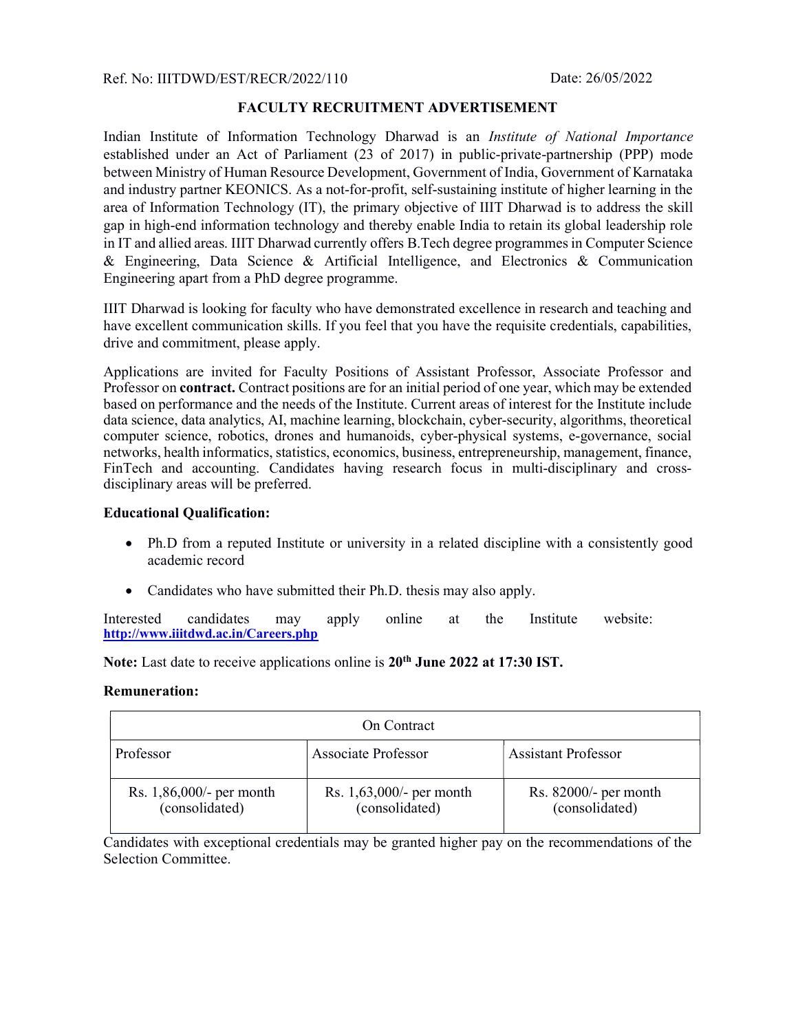Ref. No: IIITDWD/EST/RECR/2022/110 Date: 26/05/2022

## FACULTY RECRUITMENT ADVERTISEMENT

Indian Institute of Information Technology Dharwad is an *Institute of National Importance* established under an Act of Parliament (23 of 2017) in public-private-partnership (PPP) mode between Ministry of Human Resource Development, Government of India, Government of Karnataka and industry partner KEONICS. As a not-for-profit, self-sustaining institute of higher learning in the area of Information Technology (IT), the primary objective of IIIT Dharwad is to address the skill gap in high-end information technology and thereby enable India to retain its global leadership role in IT and allied areas. IIIT Dharwad currently offers B.Tech degree programmes in Computer Science & Engineering, Data Science & Artificial Intelligence, and Electronics & Communication Engineering apart from a PhD degree programme.

IIIT Dharwad is looking for faculty who have demonstrated excellence in research and teaching and have excellent communication skills. If you feel that you have the requisite credentials, capabilities, drive and commitment, please apply.

Applications are invited for Faculty Positions of Assistant Professor, Associate Professor and Professor on **contract.** Contract positions are for an initial period of one year, which may be extended based on performance and the needs of the Institute. Current areas of interest for the Institute include data science, data analytics, AI, machine learning, blockchain, cyber-security, algorithms, theoretical computer science, robotics, drones and humanoids, cyber-physical systems, e-governance, social networks, health informatics, statistics, economics, business, entrepreneurship, management, finance, FinTech and accounting. Candidates having research focus in multi-disciplinary and cross-disciplinary areas will be preferred.

**Educational Qualification:**

- Ph.D from a reputed Institute or university in a related discipline with a consistently good academic record
- Candidates who have submitted their Ph.D. thesis may also apply.

Interested candidates may apply online at the Institute website: [http://www.iiitdwd.ac.in/Careers.php](http://www.iiitdwd.ac.in/Careers.php)

**Note:** Last date to receive applications online is **20th June 2022 at 17:30 IST.**

**Remuneration:**

| On Contract | | |
|---|---|---|
| Professor | Associate Professor | Assistant Professor |
| Rs. 1,86,000/- per month (consolidated) | Rs. 1,63,000/- per month (consolidated) | Rs. 82000/- per month (consolidated) |

Candidates with exceptional credentials may be granted higher pay on the recommendations of the Selection Committee.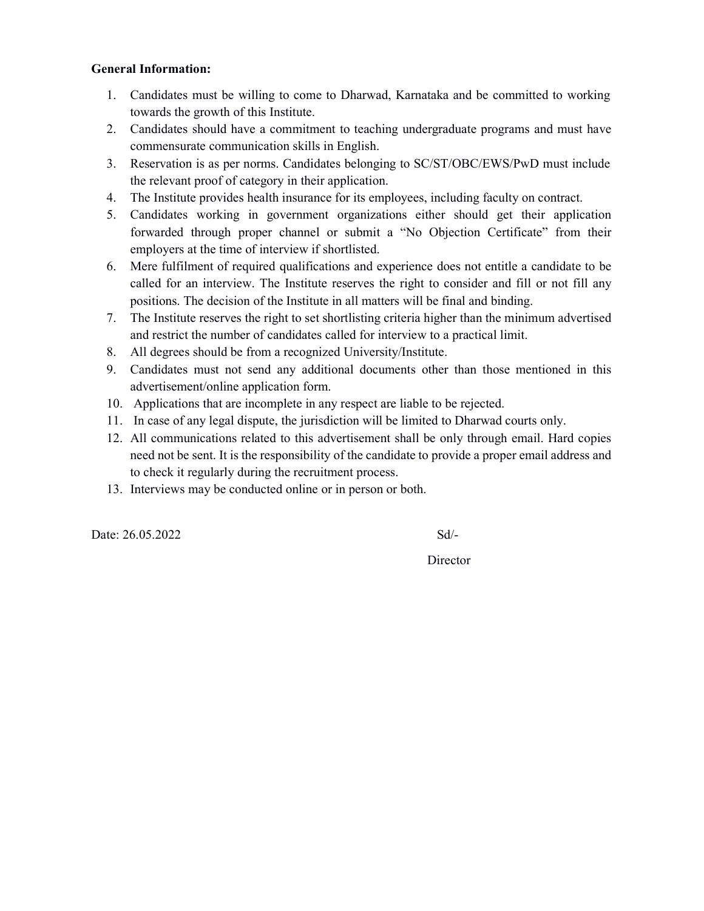**General Information:**

1. Candidates must be willing to come to Dharwad, Karnataka and be committed to working towards the growth of this Institute.
2. Candidates should have a commitment to teaching undergraduate programs and must have commensurate communication skills in English.
3. Reservation is as per norms. Candidates belonging to SC/ST/OBC/EWS/PwD must include the relevant proof of category in their application.
4. The Institute provides health insurance for its employees, including faculty on contract.
5. Candidates working in government organizations either should get their application forwarded through proper channel or submit a "No Objection Certificate" from their employers at the time of interview if shortlisted.
6. Mere fulfilment of required qualifications and experience does not entitle a candidate to be called for an interview. The Institute reserves the right to consider and fill or not fill any positions. The decision of the Institute in all matters will be final and binding.
7. The Institute reserves the right to set shortlisting criteria higher than the minimum advertised and restrict the number of candidates called for interview to a practical limit.
8. All degrees should be from a recognized University/Institute.
9. Candidates must not send any additional documents other than those mentioned in this advertisement/online application form.
10. Applications that are incomplete in any respect are liable to be rejected.
11. In case of any legal dispute, the jurisdiction will be limited to Dharwad courts only.
12. All communications related to this advertisement shall be only through email. Hard copies need not be sent. It is the responsibility of the candidate to provide a proper email address and to check it regularly during the recruitment process.
13. Interviews may be conducted online or in person or both.

Date: 26.05.2022

Sd/-

Director